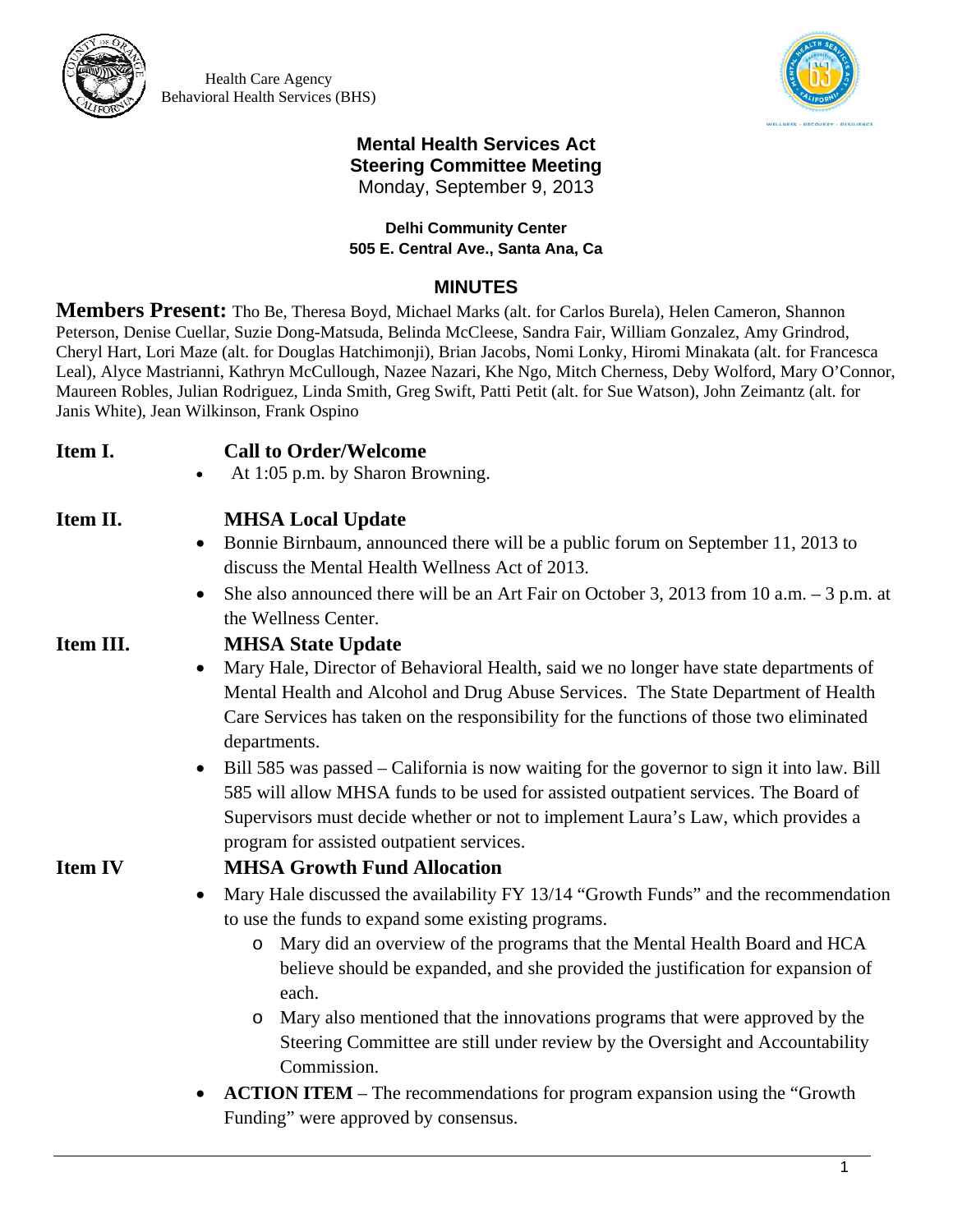Health Care Agency
Behavioral Health Services (BHS)

# Mental Health Services Act
# Steering Committee Meeting

Monday, September 9, 2013

**Delhi Community Center**
**505 E. Central Ave., Santa Ana, Ca**

## MINUTES

**Members Present:** Tho Be, Theresa Boyd, Michael Marks (alt. for Carlos Burela), Helen Cameron, Shannon Peterson, Denise Cuellar, Suzie Dong-Matsuda, Belinda McCleese, Sandra Fair, William Gonzalez, Amy Grindrod, Cheryl Hart, Lori Maze (alt. for Douglas Hatchimonji), Brian Jacobs, Nomi Lonky, Hiromi Minakata (alt. for Francesca Leal), Alyce Mastrianni, Kathryn McCullough, Nazee Nazari, Khe Ngo, Mitch Cherness, Deby Wolford, Mary O'Connor, Maureen Robles, Julian Rodriguez, Linda Smith, Greg Swift, Patti Petit (alt. for Sue Watson), John Zeimantz (alt. for Janis White), Jean Wilkinson, Frank Ospino

### Item I. Call to Order/Welcome

- At 1:05 p.m. by Sharon Browning.

### Item II. MHSA Local Update

- Bonnie Birnbaum, announced there will be a public forum on September 11, 2013 to discuss the Mental Health Wellness Act of 2013.
- She also announced there will be an Art Fair on October 3, 2013 from 10 a.m. – 3 p.m. at the Wellness Center.

### Item III. MHSA State Update

- Mary Hale, Director of Behavioral Health, said we no longer have state departments of Mental Health and Alcohol and Drug Abuse Services. The State Department of Health Care Services has taken on the responsibility for the functions of those two eliminated departments.
- Bill 585 was passed – California is now waiting for the governor to sign it into law. Bill 585 will allow MHSA funds to be used for assisted outpatient services. The Board of Supervisors must decide whether or not to implement Laura's Law, which provides a program for assisted outpatient services.

### Item IV MHSA Growth Fund Allocation

- Mary Hale discussed the availability FY 13/14 "Growth Funds" and the recommendation to use the funds to expand some existing programs.
  - Mary did an overview of the programs that the Mental Health Board and HCA believe should be expanded, and she provided the justification for expansion of each.
  - Mary also mentioned that the innovations programs that were approved by the Steering Committee are still under review by the Oversight and Accountability Commission.
- **ACTION ITEM** – The recommendations for program expansion using the "Growth Funding" were approved by consensus.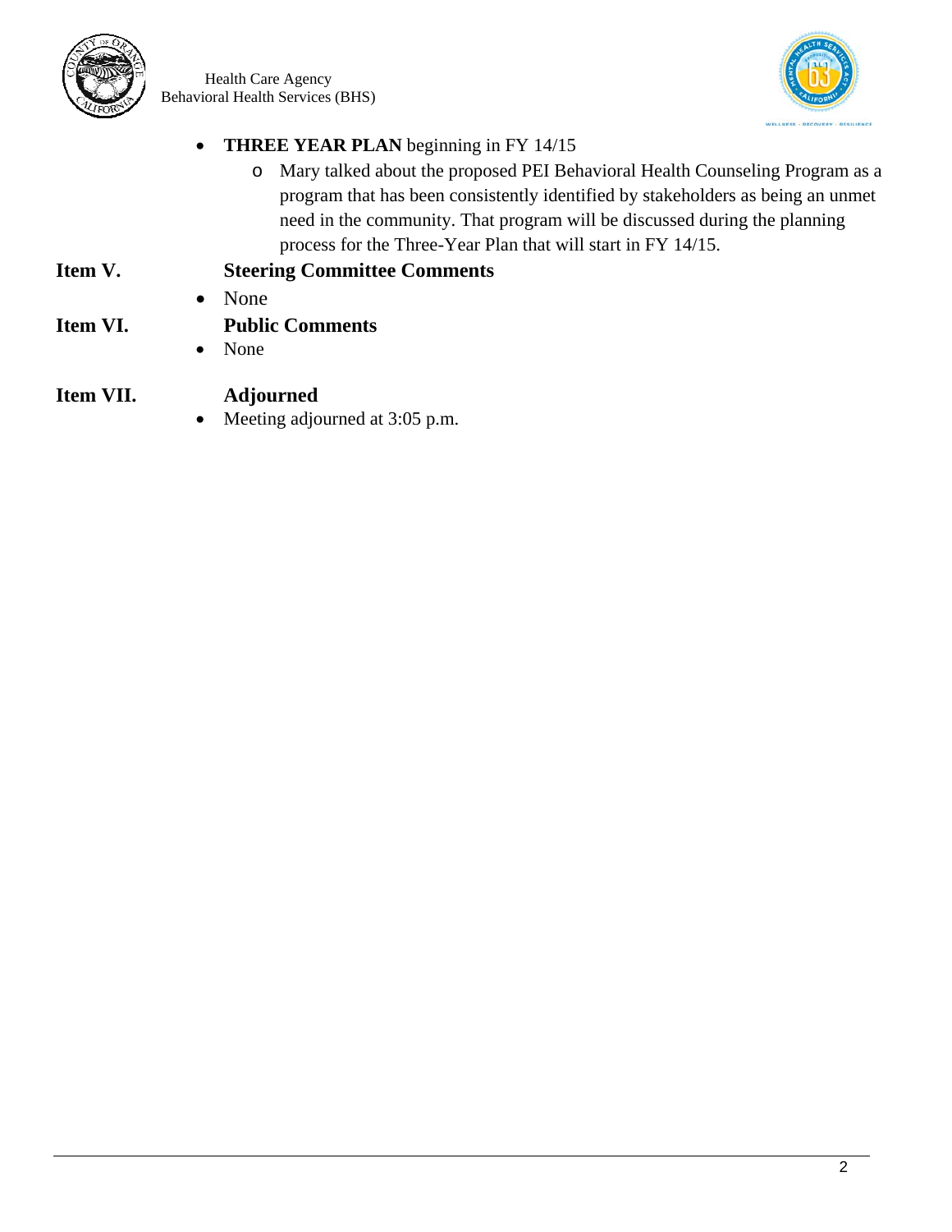- **THREE YEAR PLAN** beginning in FY 14/15
  - Mary talked about the proposed PEI Behavioral Health Counseling Program as a program that has been consistently identified by stakeholders as being an unmet need in the community. That program will be discussed during the planning process for the Three-Year Plan that will start in FY 14/15.

**Item V. Steering Committee Comments**

- None

**Item VI. Public Comments**

- None

**Item VII. Adjourned**

- Meeting adjourned at 3:05 p.m.